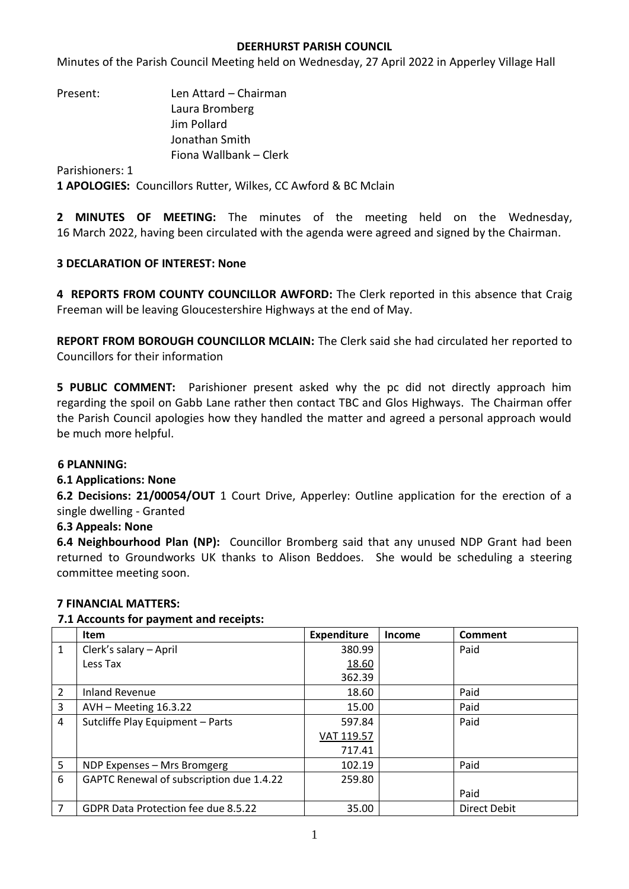**DEERHURST PARISH COUNCIL**

Minutes of the Parish Council Meeting held on Wednesday, 27 April 2022 in Apperley Village Hall

Present: Len Attard – Chairman
Laura Bromberg
Jim Pollard
Jonathan Smith
Fiona Wallbank – Clerk

Parishioners: 1

**1 APOLOGIES:** Councillors Rutter, Wilkes, CC Awford & BC Mclain

**2 MINUTES OF MEETING:** The minutes of the meeting held on the Wednesday, 16 March 2022, having been circulated with the agenda were agreed and signed by the Chairman.

**3 DECLARATION OF INTEREST: None**

**4 REPORTS FROM COUNTY COUNCILLOR AWFORD:** The Clerk reported in this absence that Craig Freeman will be leaving Gloucestershire Highways at the end of May.

**REPORT FROM BOROUGH COUNCILLOR MCLAIN:** The Clerk said she had circulated her reported to Councillors for their information

**5 PUBLIC COMMENT:** Parishioner present asked why the pc did not directly approach him regarding the spoil on Gabb Lane rather then contact TBC and Glos Highways. The Chairman offer the Parish Council apologies how they handled the matter and agreed a personal approach would be much more helpful.

**6 PLANNING:**

**6.1 Applications: None**

**6.2 Decisions: 21/00054/OUT** 1 Court Drive, Apperley: Outline application for the erection of a single dwelling - Granted

**6.3 Appeals: None**

**6.4 Neighbourhood Plan (NP):** Councillor Bromberg said that any unused NDP Grant had been returned to Groundworks UK thanks to Alison Beddoes. She would be scheduling a steering committee meeting soon.

**7 FINANCIAL MATTERS:**

**7.1 Accounts for payment and receipts:**

| | Item | Expenditure | Income | Comment |
|---|---|---|---|---|
| 1 | Clerk's salary – April<br>Less Tax | 380.99<br>18.60<br>362.39 | | Paid |
| 2 | Inland Revenue | 18.60 | | Paid |
| 3 | AVH – Meeting 16.3.22 | 15.00 | | Paid |
| 4 | Sutcliffe Play Equipment – Parts | 597.84<br>VAT 119.57<br>717.41 | | Paid |
| 5 | NDP Expenses – Mrs Bromgerg | 102.19 | | Paid |
| 6 | GAPTC Renewal of subscription due 1.4.22 | 259.80 | | Paid |
| 7 | GDPR Data Protection fee due 8.5.22 | 35.00 | | Direct Debit |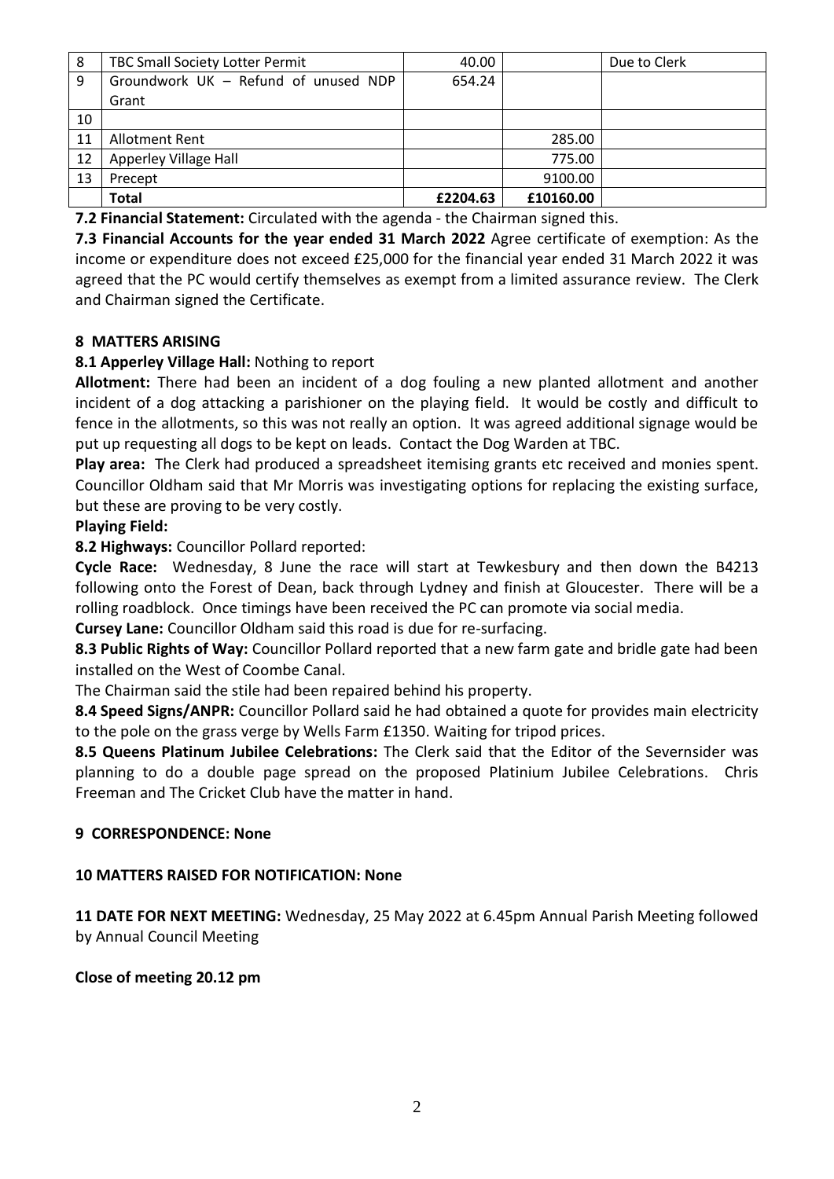| | | | | |
|---|---|---|---|---|
| 8 | TBC Small Society Lotter Permit | 40.00 | | Due to Clerk |
| 9 | Groundwork UK – Refund of unused NDP Grant | 654.24 | | |
| 10 | | | | |
| 11 | Allotment Rent | | 285.00 | |
| 12 | Apperley Village Hall | | 775.00 | |
| 13 | Precept | | 9100.00 | |
| | **Total** | **£2204.63** | **£10160.00** | |

**7.2 Financial Statement:** Circulated with the agenda - the Chairman signed this.

**7.3 Financial Accounts for the year ended 31 March 2022** Agree certificate of exemption: As the income or expenditure does not exceed £25,000 for the financial year ended 31 March 2022 it was agreed that the PC would certify themselves as exempt from a limited assurance review. The Clerk and Chairman signed the Certificate.

**8 MATTERS ARISING**

**8.1 Apperley Village Hall:** Nothing to report

**Allotment:** There had been an incident of a dog fouling a new planted allotment and another incident of a dog attacking a parishioner on the playing field. It would be costly and difficult to fence in the allotments, so this was not really an option. It was agreed additional signage would be put up requesting all dogs to be kept on leads. Contact the Dog Warden at TBC.

**Play area:** The Clerk had produced a spreadsheet itemising grants etc received and monies spent. Councillor Oldham said that Mr Morris was investigating options for replacing the existing surface, but these are proving to be very costly.

**Playing Field:**

**8.2 Highways:** Councillor Pollard reported:

**Cycle Race:** Wednesday, 8 June the race will start at Tewkesbury and then down the B4213 following onto the Forest of Dean, back through Lydney and finish at Gloucester. There will be a rolling roadblock. Once timings have been received the PC can promote via social media.

**Cursey Lane:** Councillor Oldham said this road is due for re-surfacing.

**8.3 Public Rights of Way:** Councillor Pollard reported that a new farm gate and bridle gate had been installed on the West of Coombe Canal.

The Chairman said the stile had been repaired behind his property.

**8.4 Speed Signs/ANPR:** Councillor Pollard said he had obtained a quote for provides main electricity to the pole on the grass verge by Wells Farm £1350. Waiting for tripod prices.

**8.5 Queens Platinum Jubilee Celebrations:** The Clerk said that the Editor of the Severnsider was planning to do a double page spread on the proposed Platinium Jubilee Celebrations. Chris Freeman and The Cricket Club have the matter in hand.

**9 CORRESPONDENCE: None**

**10 MATTERS RAISED FOR NOTIFICATION: None**

**11 DATE FOR NEXT MEETING:** Wednesday, 25 May 2022 at 6.45pm Annual Parish Meeting followed by Annual Council Meeting

**Close of meeting 20.12 pm**